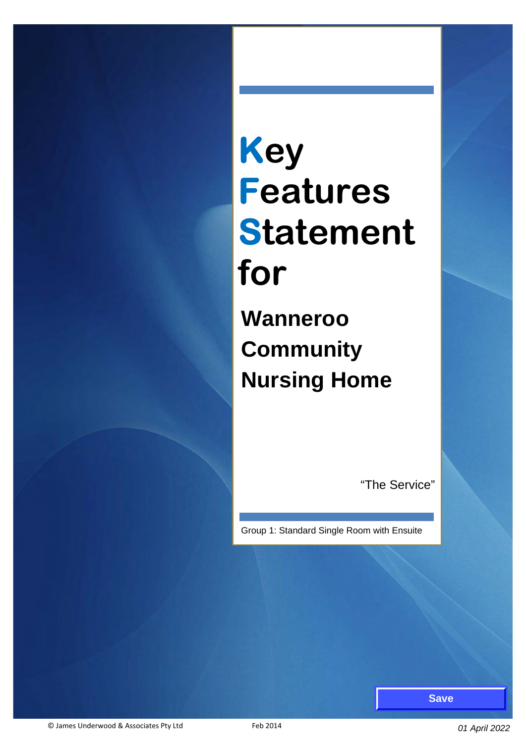# Key Features Statement for

## Wanneroo Community Nursing Home

"The Service"

Group 1: Standard Single Room with Ensuite

Save

© James Underwood & Associates Pty Ltd Feb 2014

*01 April 2022*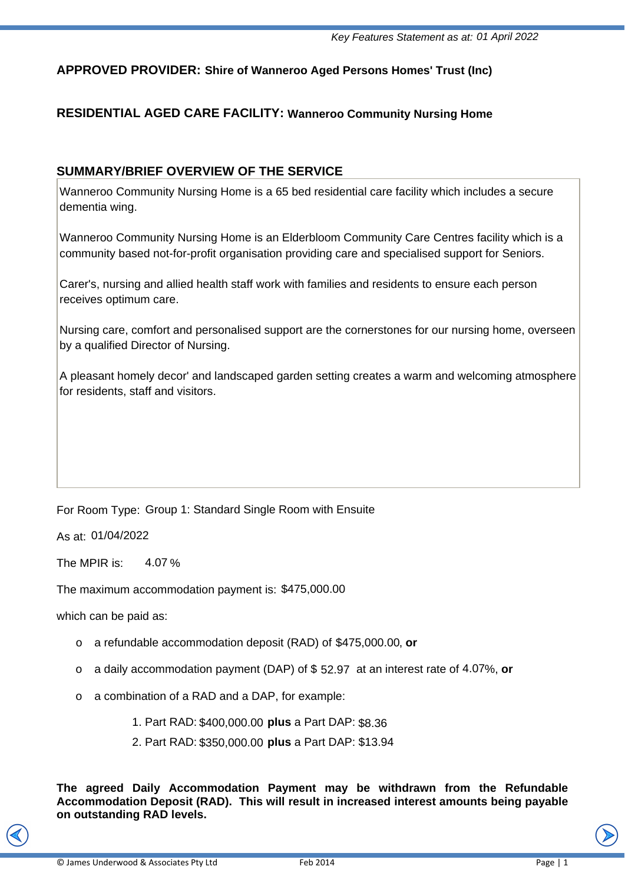*Key Features Statement as at: 01 April 2022*

**APPROVED PROVIDER: Shire of Wanneroo Aged Persons Homes' Trust (Inc)**

**RESIDENTIAL AGED CARE FACILITY: Wanneroo Community Nursing Home**

## SUMMARY/BRIEF OVERVIEW OF THE SERVICE

Wanneroo Community Nursing Home is a 65 bed residential care facility which includes a secure dementia wing.

Wanneroo Community Nursing Home is an Elderbloom Community Care Centres facility which is a community based not-for-profit organisation providing care and specialised support for Seniors.

Carer's, nursing and allied health staff work with families and residents to ensure each person receives optimum care.

Nursing care, comfort and personalised support are the cornerstones for our nursing home, overseen by a qualified Director of Nursing.

A pleasant homely decor' and landscaped garden setting creates a warm and welcoming atmosphere for residents, staff and visitors.

For Room Type: Group 1: Standard Single Room with Ensuite

As at: 01/04/2022

The MPIR is: 4.07 %

The maximum accommodation payment is: $475,000.00

which can be paid as:

- a refundable accommodation deposit (RAD) of $475,000.00, **or**
- a daily accommodation payment (DAP) of $ 52.97 at an interest rate of 4.07%, **or**
- a combination of a RAD and a DAP, for example:
  1. Part RAD: $400,000.00 **plus** a Part DAP: $8.36
  2. Part RAD: $350,000.00 **plus** a Part DAP: $13.94

**The agreed Daily Accommodation Payment may be withdrawn from the Refundable Accommodation Deposit (RAD). This will result in increased interest amounts being payable on outstanding RAD levels.**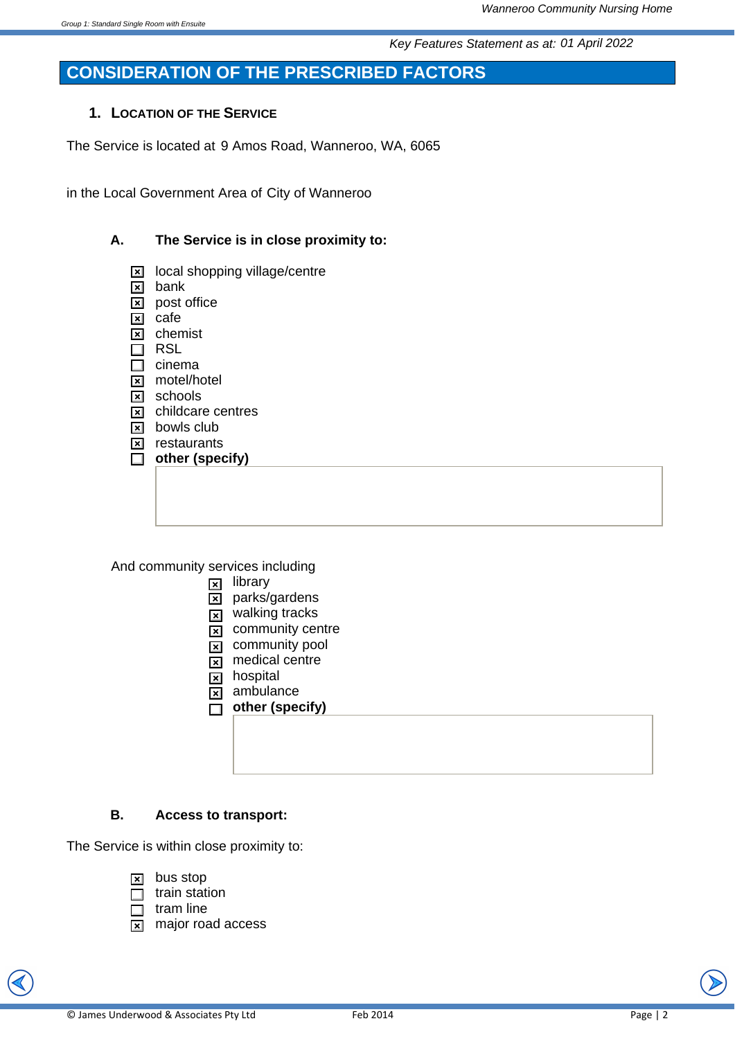Key Features Statement as at: 01 April 2022

# CONSIDERATION OF THE PRESCRIBED FACTORS

## 1. Location of the Service

The Service is located at 9 Amos Road, Wanneroo, WA, 6065

in the Local Government Area of City of Wanneroo

### A. The Service is in close proximity to:

- [x] local shopping village/centre
- [x] bank
- [x] post office
- [x] cafe
- [x] chemist
- [ ] RSL
- [ ] cinema
- [x] motel/hotel
- [x] schools
- [x] childcare centres
- [x] bowls club
- [x] restaurants
- [ ] **other (specify)**

And community services including

- [x] library
- [x] parks/gardens
- [x] walking tracks
- [x] community centre
- [x] community pool
- [x] medical centre
- [x] hospital
- [x] ambulance
- [ ] **other (specify)**

### B. Access to transport:

The Service is within close proximity to:

- [x] bus stop
- [ ] train station
- [ ] tram line
- [x] major road access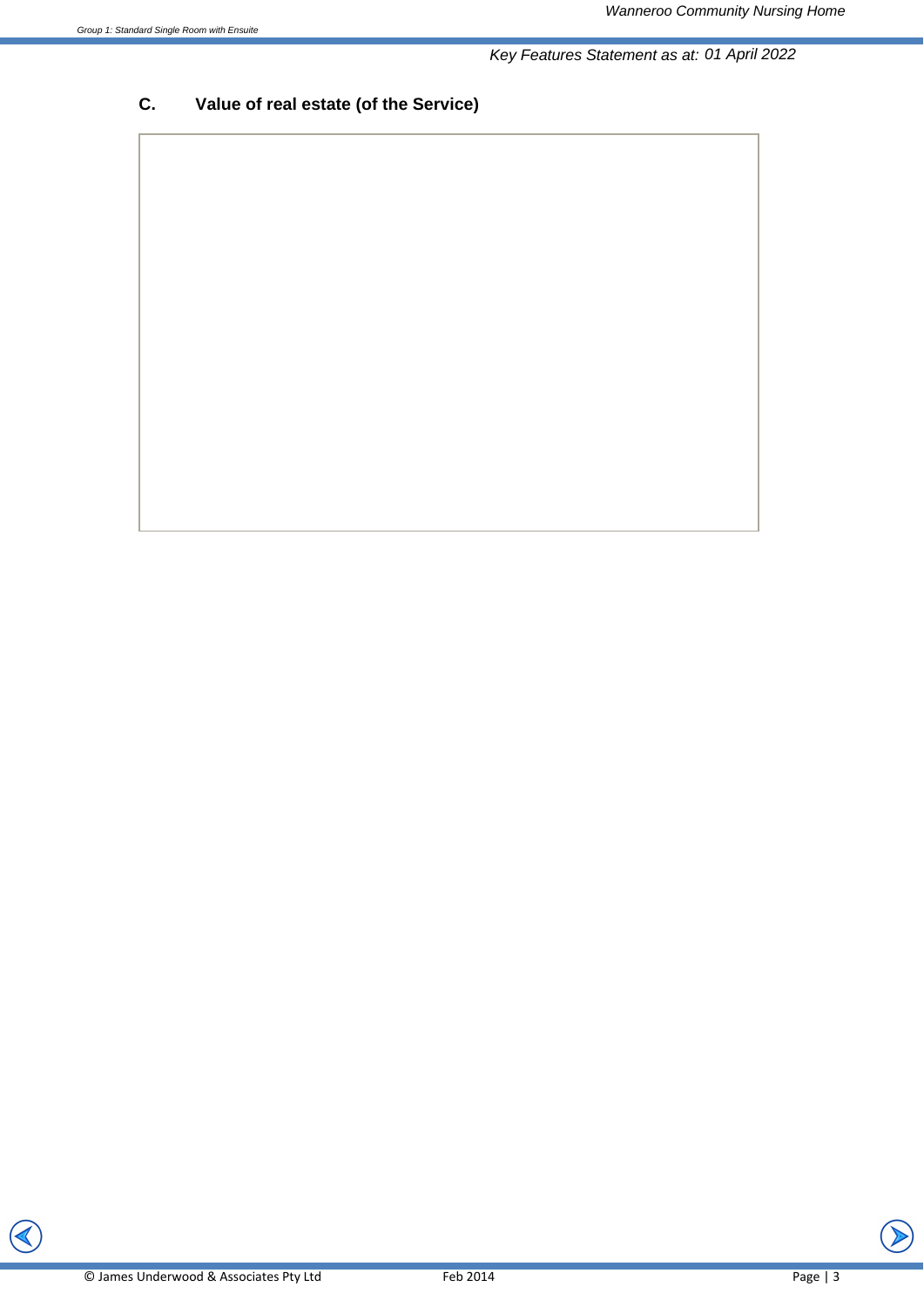## C. Value of real estate (of the Service)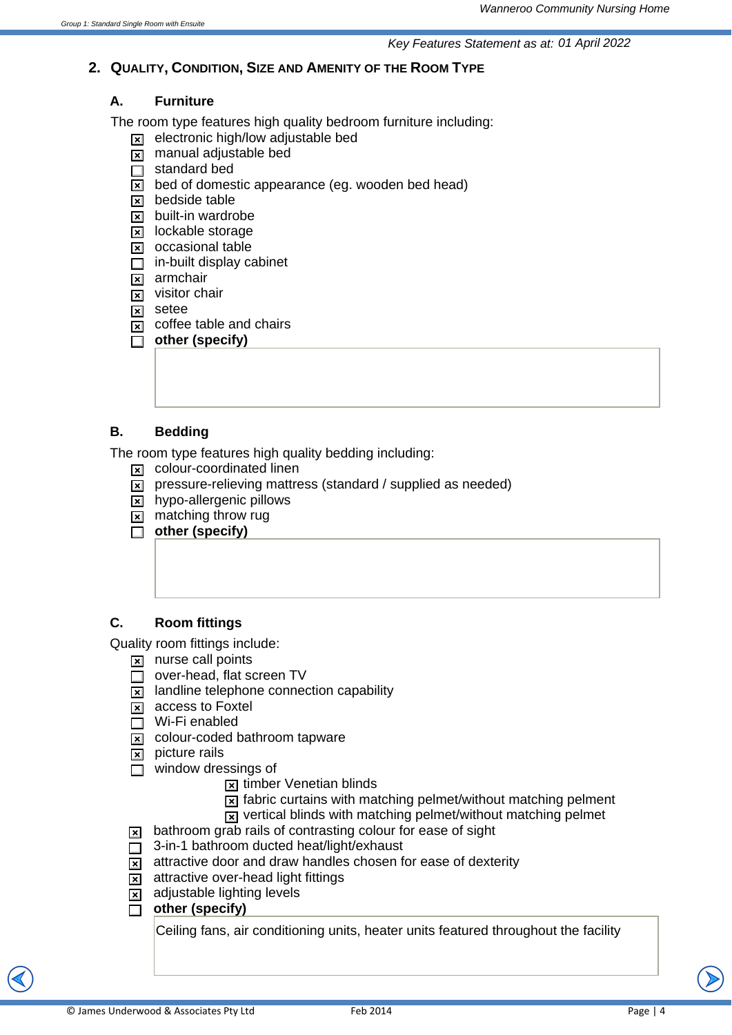*Key Features Statement as at: 01 April 2022*

## 2. Quality, Condition, Size and Amenity of the Room Type

### A. Furniture

The room type features high quality bedroom furniture including:

- [x] electronic high/low adjustable bed
- [x] manual adjustable bed
- [ ] standard bed
- [x] bed of domestic appearance (eg. wooden bed head)
- [x] bedside table
- [x] built-in wardrobe
- [x] lockable storage
- [x] occasional table
- [ ] in-built display cabinet
- [x] armchair
- [x] visitor chair
- [x] setee
- [x] coffee table and chairs
- [ ] **other (specify)**

### B. Bedding

The room type features high quality bedding including:

- [x] colour-coordinated linen
- [x] pressure-relieving mattress (standard / supplied as needed)
- [x] hypo-allergenic pillows
- [x] matching throw rug
- [ ] **other (specify)**

### C. Room fittings

Quality room fittings include:

- [x] nurse call points
- [ ] over-head, flat screen TV
- [x] landline telephone connection capability
- [x] access to Foxtel
- [ ] Wi-Fi enabled
- [x] colour-coded bathroom tapware
- [x] picture rails
- [ ] window dressings of
  - [x] timber Venetian blinds
  - [x] fabric curtains with matching pelmet/without matching pelment
  - [x] vertical blinds with matching pelmet/without matching pelmet
- [x] bathroom grab rails of contrasting colour for ease of sight
- [ ] 3-in-1 bathroom ducted heat/light/exhaust
- [x] attractive door and draw handles chosen for ease of dexterity
- [x] attractive over-head light fittings
- [x] adjustable lighting levels
- [ ] **other (specify)**

Ceiling fans, air conditioning units, heater units featured throughout the facility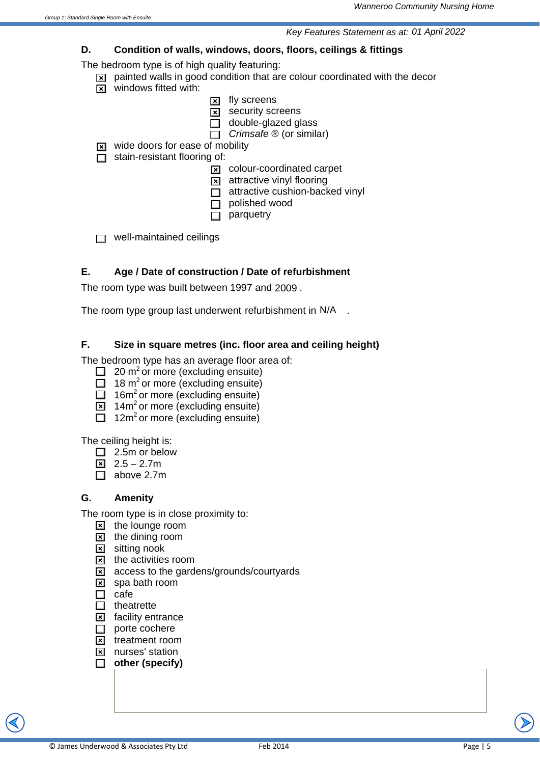*Key Features Statement as at: 01 April 2022*

## D. Condition of walls, windows, doors, floors, ceilings & fittings

The bedroom type is of high quality featuring:

- [x] painted walls in good condition that are colour coordinated with the decor
- [x] windows fitted with:
  - [x] fly screens
  - [x] security screens
  - [ ] double-glazed glass
  - [ ] *Crimsafe* ® (or similar)
- [x] wide doors for ease of mobility
- [ ] stain-resistant flooring of:
  - [x] colour-coordinated carpet
  - [x] attractive vinyl flooring
  - [ ] attractive cushion-backed vinyl
  - [ ] polished wood
  - [ ] parquetry
- [ ] well-maintained ceilings

## E. Age / Date of construction / Date of refurbishment

The room type was built between 1997 and 2009 .

The room type group last underwent refurbishment in N/A .

## F. Size in square metres (inc. floor area and ceiling height)

The bedroom type has an average floor area of:

- [ ] 20 $m^2$ or more (excluding ensuite)
- [ ] 18 $m^2$ or more (excluding ensuite)
- [ ] 16$m^2$ or more (excluding ensuite)
- [x] 14$m^2$ or more (excluding ensuite)
- [ ] 12$m^2$ or more (excluding ensuite)

The ceiling height is:

- [ ] 2.5m or below
- [x] 2.5 – 2.7m
- [ ] above 2.7m

## G. Amenity

The room type is in close proximity to:

- [x] the lounge room
- [x] the dining room
- [x] sitting nook
- [x] the activities room
- [x] access to the gardens/grounds/courtyards
- [x] spa bath room
- [ ] cafe
- [ ] theatrette
- [x] facility entrance
- [ ] porte cochere
- [x] treatment room
- [x] nurses' station
- [ ] **other (specify)**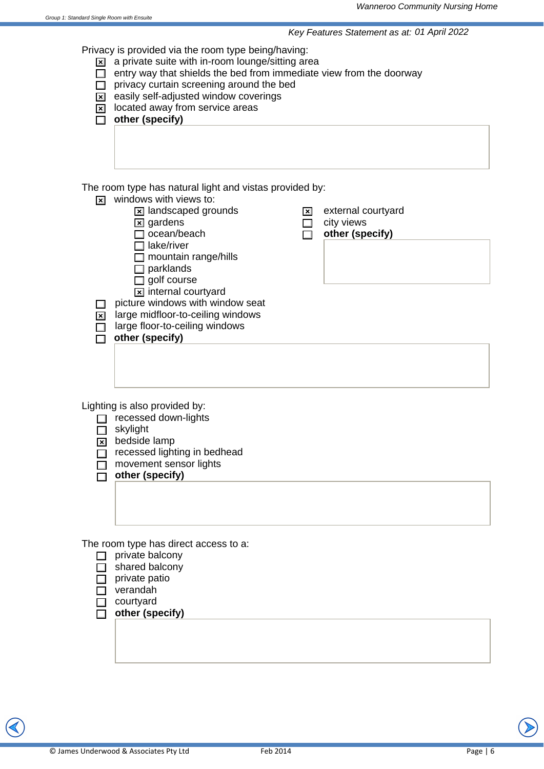*Key Features Statement as at: 01 April 2022*

Privacy is provided via the room type being/having:

- [x] a private suite with in-room lounge/sitting area
- [ ] entry way that shields the bed from immediate view from the doorway
- [ ] privacy curtain screening around the bed
- [x] easily self-adjusted window coverings
- [x] located away from service areas
- [ ] **other (specify)**

The room type has natural light and vistas provided by:

- [x] windows with views to:
  - [x] landscaped grounds
  - [x] gardens
  - [ ] ocean/beach
  - [ ] lake/river
  - [ ] mountain range/hills
  - [ ] parklands
  - [ ] golf course
  - [x] internal courtyard
  - [x] external courtyard
  - [ ] city views
  - [ ] **other (specify)**
- [ ] picture windows with window seat
- [x] large midfloor-to-ceiling windows
- [ ] large floor-to-ceiling windows
- [ ] **other (specify)**

Lighting is also provided by:

- [ ] recessed down-lights
- [ ] skylight
- [x] bedside lamp
- [ ] recessed lighting in bedhead
- [ ] movement sensor lights
- [ ] **other (specify)**

The room type has direct access to a:

- [ ] private balcony
- [ ] shared balcony
- [ ] private patio
- [ ] verandah
- [ ] courtyard
- [ ] **other (specify)**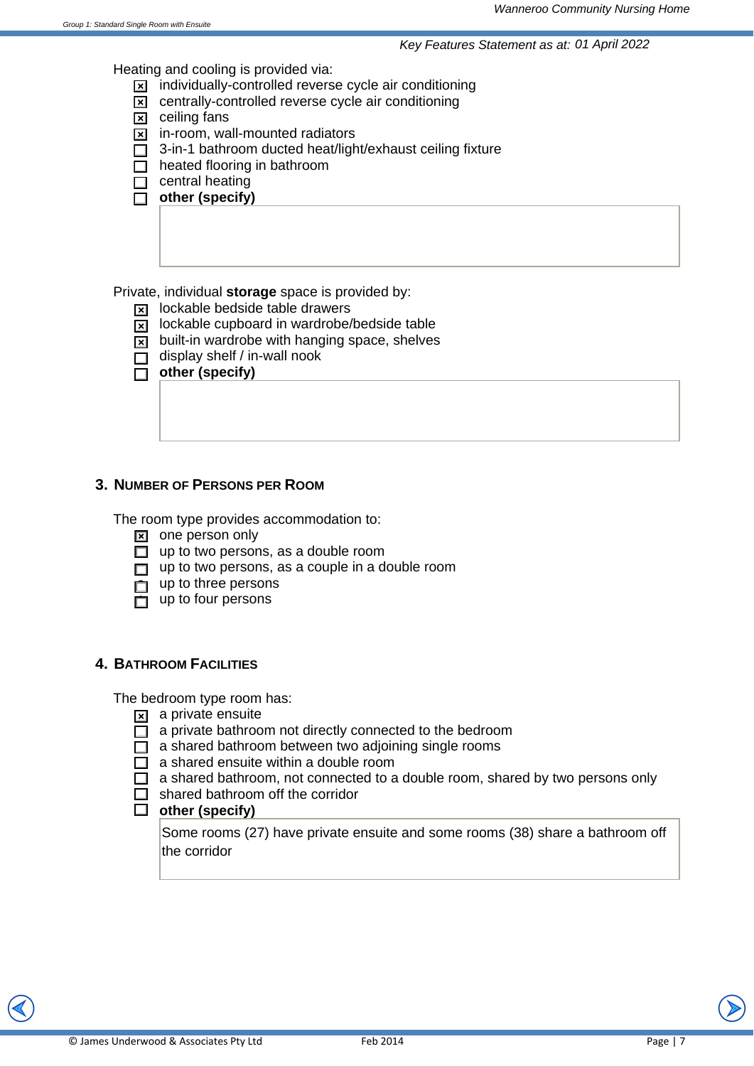Heating and cooling is provided via:

- [x] individually-controlled reverse cycle air conditioning
- [x] centrally-controlled reverse cycle air conditioning
- [x] ceiling fans
- [x] in-room, wall-mounted radiators
- [ ] 3-in-1 bathroom ducted heat/light/exhaust ceiling fixture
- [ ] heated flooring in bathroom
- [ ] central heating
- [ ] **other (specify)**

Private, individual **storage** space is provided by:

- [x] lockable bedside table drawers
- [x] lockable cupboard in wardrobe/bedside table
- [x] built-in wardrobe with hanging space, shelves
- [ ] display shelf / in-wall nook
- [ ] **other (specify)**

## 3. Number of Persons per Room

The room type provides accommodation to:

- [x] one person only
- [ ] up to two persons, as a double room
- [ ] up to two persons, as a couple in a double room
- [ ] up to three persons
- [ ] up to four persons

## 4. Bathroom Facilities

The bedroom type room has:

- [x] a private ensuite
- [ ] a private bathroom not directly connected to the bedroom
- [ ] a shared bathroom between two adjoining single rooms
- [ ] a shared ensuite within a double room
- [ ] a shared bathroom, not connected to a double room, shared by two persons only
- [ ] shared bathroom off the corridor
- [ ] **other (specify)**

Some rooms (27) have private ensuite and some rooms (38) share a bathroom off the corridor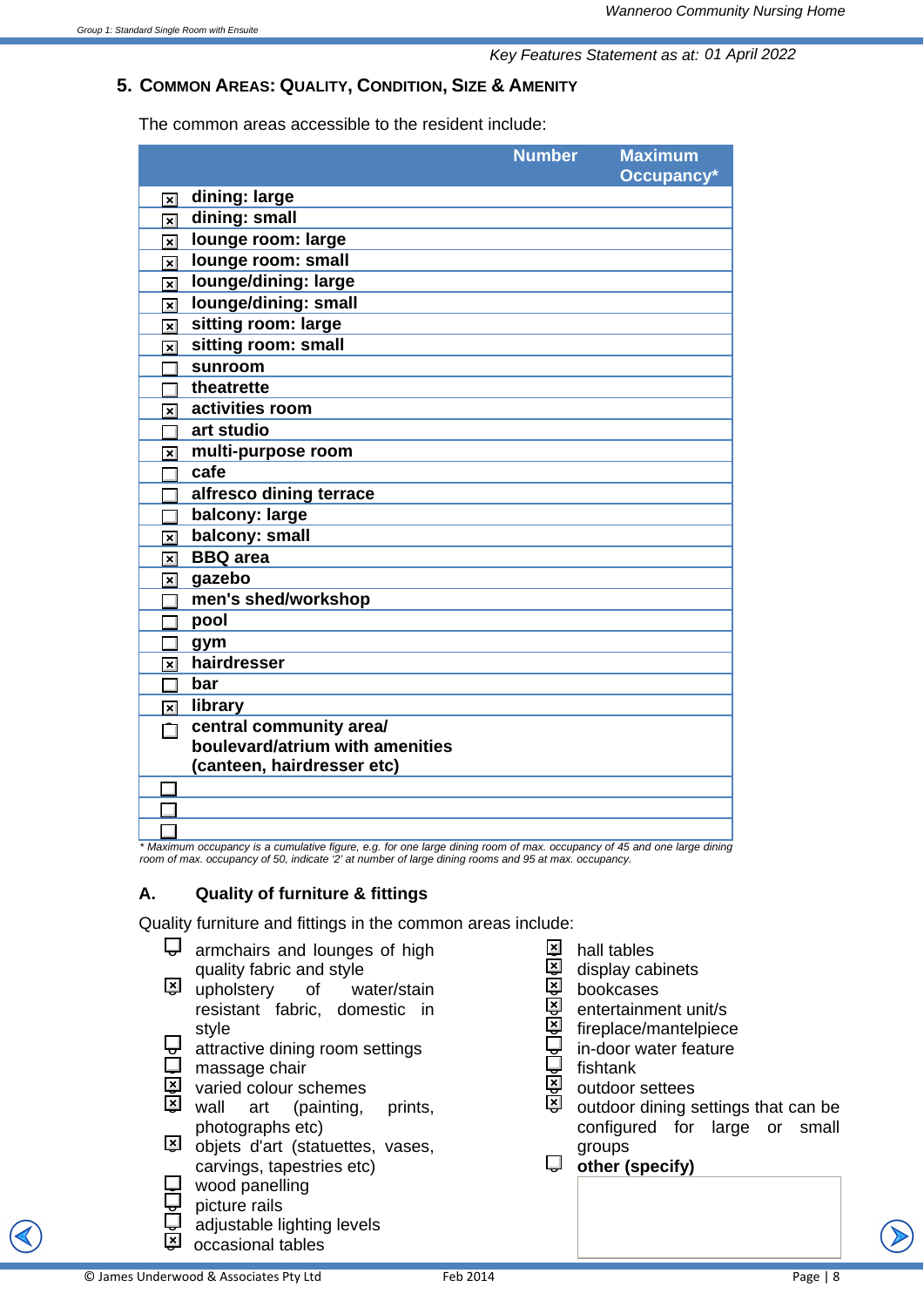## 5. Common Areas: Quality, Condition, Size & Amenity

The common areas accessible to the resident include:

| | Number | Maximum Occupancy* |
|---|---|---|
| ☒ dining: large | | |
| ☒ dining: small | | |
| ☒ lounge room: large | | |
| ☒ lounge room: small | | |
| ☒ lounge/dining: large | | |
| ☒ lounge/dining: small | | |
| ☒ sitting room: large | | |
| ☒ sitting room: small | | |
| ☐ sunroom | | |
| ☐ theatrette | | |
| ☒ activities room | | |
| ☐ art studio | | |
| ☒ multi-purpose room | | |
| ☐ cafe | | |
| ☐ alfresco dining terrace | | |
| ☐ balcony: large | | |
| ☒ balcony: small | | |
| ☒ BBQ area | | |
| ☒ gazebo | | |
| ☐ men's shed/workshop | | |
| ☐ pool | | |
| ☐ gym | | |
| ☒ hairdresser | | |
| ☐ bar | | |
| ☒ library | | |
| ☐ central community area/ boulevard/atrium with amenities (canteen, hairdresser etc) | | |
| ☐ | | |
| ☐ | | |
| ☐ | | |

*\* Maximum occupancy is a cumulative figure, e.g. for one large dining room of max. occupancy of 45 and one large dining room of max. occupancy of 50, indicate '2' at number of large dining rooms and 95 at max. occupancy.*

### A. Quality of furniture & fittings

Quality furniture and fittings in the common areas include:

- ☐ armchairs and lounges of high quality fabric and style
- ☒ upholstery of water/stain resistant fabric, domestic in style
- ☐ attractive dining room settings
- ☐ massage chair
- ☒ varied colour schemes
- ☒ wall art (painting, prints, photographs etc)
- ☒ objets d'art (statuettes, vases, carvings, tapestries etc)
- ☐ wood panelling
- ☐ picture rails
- ☐ adjustable lighting levels
- ☒ occasional tables
- ☒ hall tables
- ☒ display cabinets
- ☒ bookcases
- ☒ entertainment unit/s
- ☒ fireplace/mantelpiece
- ☐ in-door water feature
- ☐ fishtank
- ☒ outdoor settees
- ☒ outdoor dining settings that can be configured for large or small groups
- ☐ **other (specify)**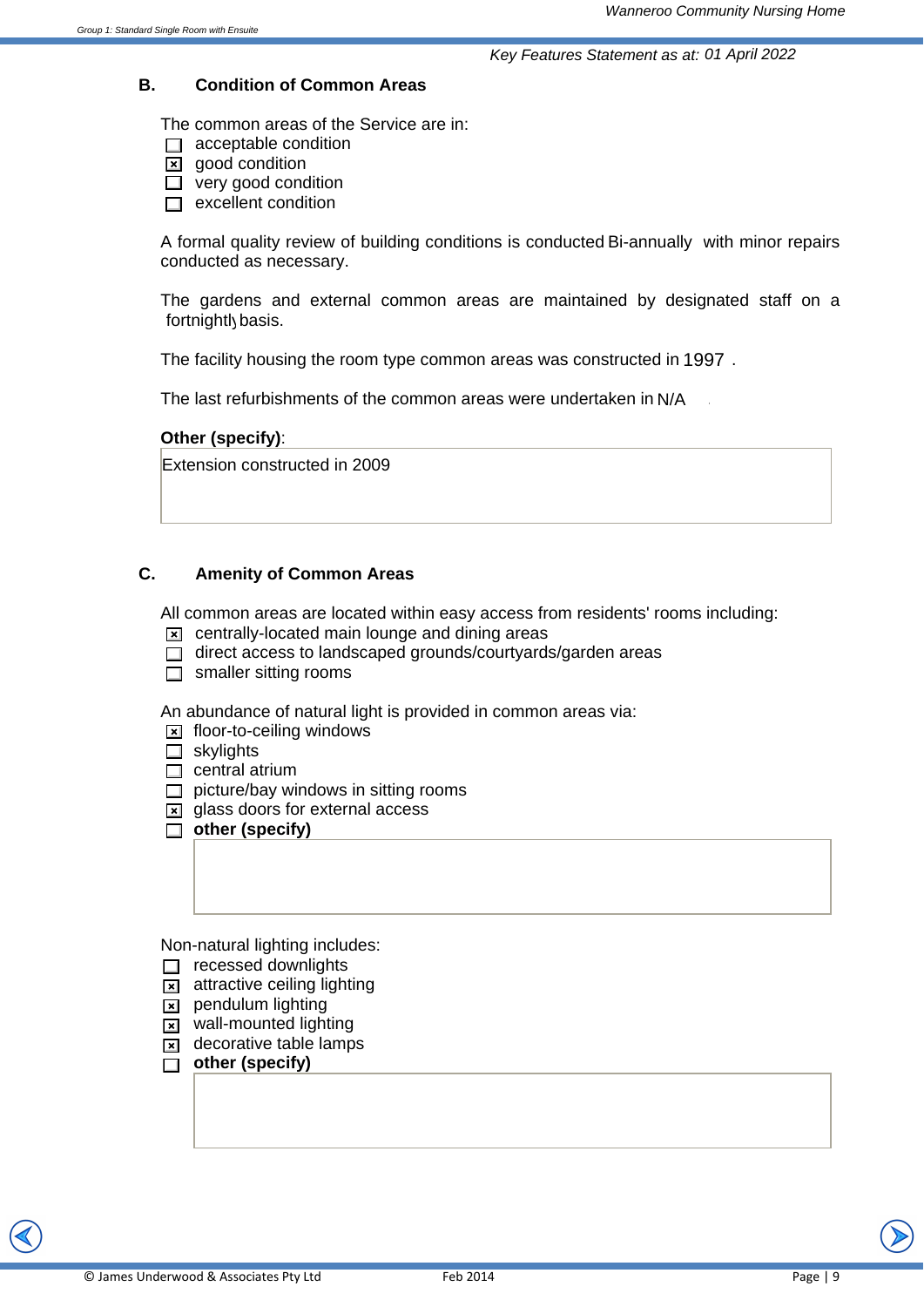Key Features Statement as at: 01 April 2022

## B. Condition of Common Areas

The common areas of the Service are in:

- ☐ acceptable condition
- ☒ good condition
- ☐ very good condition
- ☐ excellent condition

A formal quality review of building conditions is conducted Bi-annually with minor repairs conducted as necessary.

The gardens and external common areas are maintained by designated staff on a fortnightly basis.

The facility housing the room type common areas was constructed in 1997 .

The last refurbishments of the common areas were undertaken in N/A

**Other (specify)**:

Extension constructed in 2009

## C. Amenity of Common Areas

All common areas are located within easy access from residents' rooms including:

- ☒ centrally-located main lounge and dining areas
- ☐ direct access to landscaped grounds/courtyards/garden areas
- ☐ smaller sitting rooms

An abundance of natural light is provided in common areas via:

- ☒ floor-to-ceiling windows
- ☐ skylights
- ☐ central atrium
- ☐ picture/bay windows in sitting rooms
- ☒ glass doors for external access
- ☐ **other (specify)**

Non-natural lighting includes:

- ☐ recessed downlights
- ☒ attractive ceiling lighting
- ☒ pendulum lighting
- ☒ wall-mounted lighting
- ☒ decorative table lamps
- ☐ **other (specify)**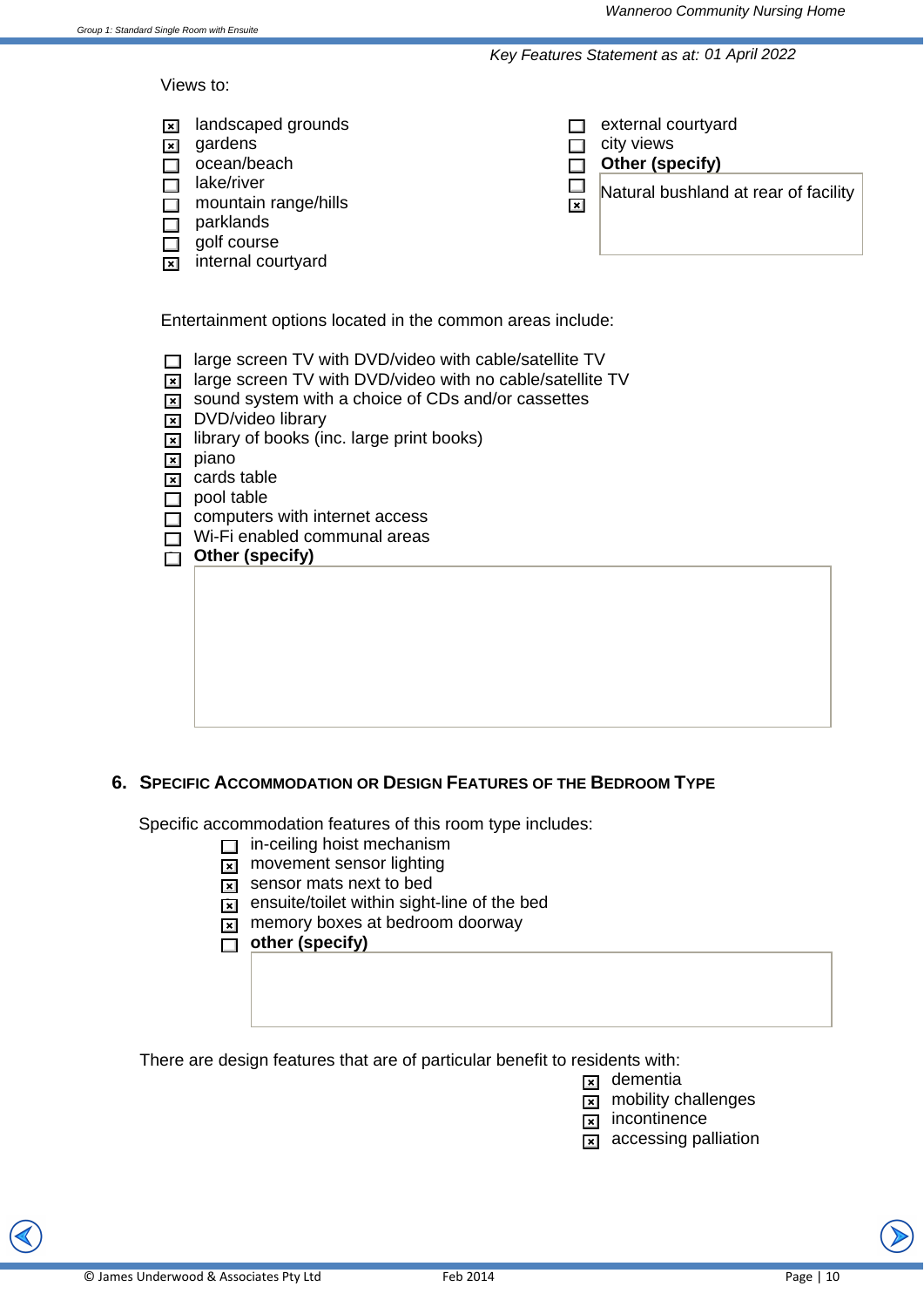*Key Features Statement as at: 01 April 2022*

Views to:

- [x] landscaped grounds
- [x] gardens
- [ ] ocean/beach
- [ ] lake/river
- [ ] mountain range/hills
- [ ] parklands
- [ ] golf course
- [x] internal courtyard
- [ ] external courtyard
- [ ] city views
- [ ] **Other (specify)**
- [ ] 
- [x] Natural bushland at rear of facility

Entertainment options located in the common areas include:

- [ ] large screen TV with DVD/video with cable/satellite TV
- [x] large screen TV with DVD/video with no cable/satellite TV
- [x] sound system with a choice of CDs and/or cassettes
- [x] DVD/video library
- [x] library of books (inc. large print books)
- [x] piano
- [x] cards table
- [ ] pool table
- [ ] computers with internet access
- [ ] Wi-Fi enabled communal areas
- [ ] **Other (specify)**

## 6. Specific Accommodation or Design Features of the Bedroom Type

Specific accommodation features of this room type includes:

- [ ] in-ceiling hoist mechanism
- [x] movement sensor lighting
- [x] sensor mats next to bed
- [x] ensuite/toilet within sight-line of the bed
- [x] memory boxes at bedroom doorway
- [ ] **other (specify)**

There are design features that are of particular benefit to residents with:

- [x] dementia
- [x] mobility challenges
- [x] incontinence
- [x] accessing palliation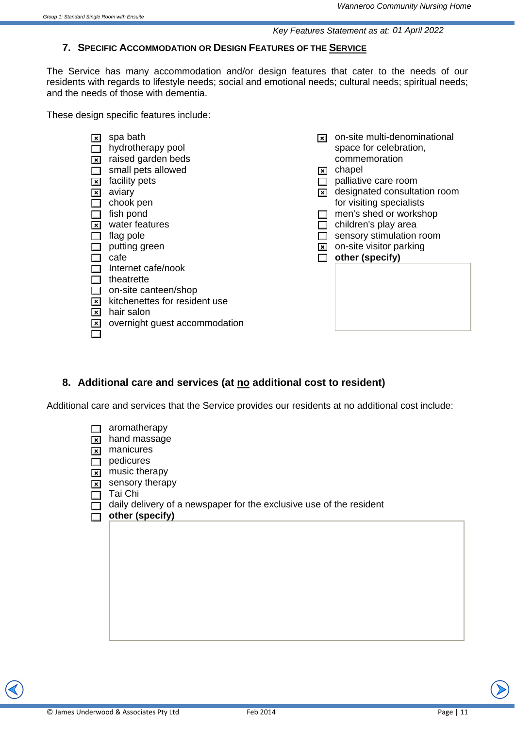Key Features Statement as at: 01 April 2022

## 7. Specific Accommodation or Design Features of the Service

The Service has many accommodation and/or design features that cater to the needs of our residents with regards to lifestyle needs; social and emotional needs; cultural needs; spiritual needs; and the needs of those with dementia.

These design specific features include:

- [x] spa bath
- [ ] hydrotherapy pool
- [x] raised garden beds
- [ ] small pets allowed
- [x] facility pets
- [x] aviary
- [ ] chook pen
- [ ] fish pond
- [x] water features
- [ ] flag pole
- [ ] putting green
- [ ] cafe
- [ ] Internet cafe/nook
- [ ] theatrette
- [ ] on-site canteen/shop
- [x] kitchenettes for resident use
- [x] hair salon
- [x] overnight guest accommodation
- [ ] 
- [x] on-site multi-denominational space for celebration, commemoration
- [x] chapel
- [ ] palliative care room
- [x] designated consultation room for visiting specialists
- [ ] men's shed or workshop
- [ ] children's play area
- [ ] sensory stimulation room
- [x] on-site visitor parking
- [ ] **other (specify)**

## 8. Additional care and services (at no additional cost to resident)

Additional care and services that the Service provides our residents at no additional cost include:

- [ ] aromatherapy
- [x] hand massage
- [x] manicures
- [ ] pedicures
- [x] music therapy
- [x] sensory therapy
- [ ] Tai Chi
- [ ] daily delivery of a newspaper for the exclusive use of the resident
- [ ] **other (specify)**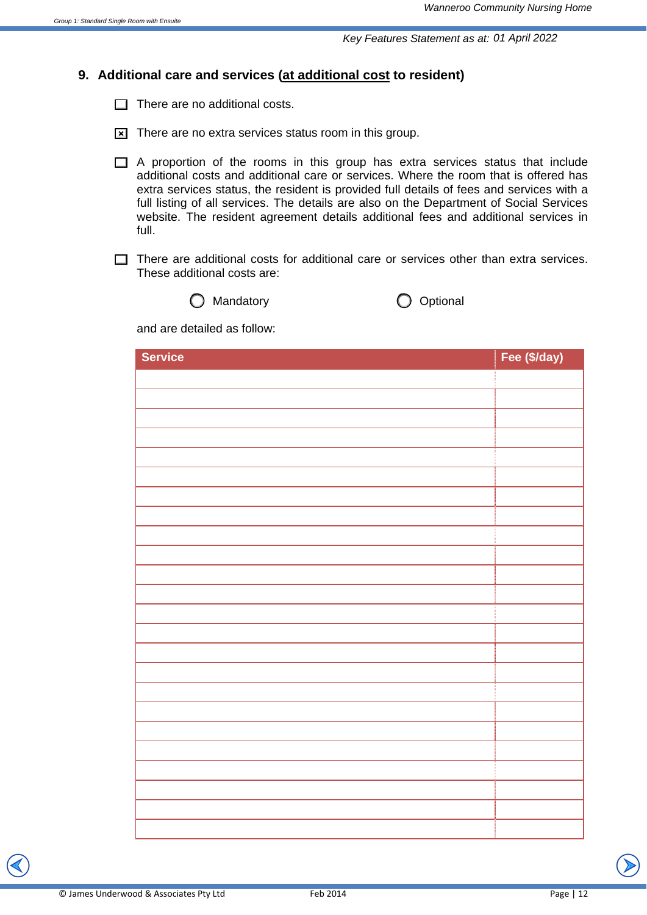## 9. Additional care and services (at additional cost to resident)

- [ ] There are no additional costs.
- [x] There are no extra services status room in this group.
- [ ] A proportion of the rooms in this group has extra services status that include additional costs and additional care or services. Where the room that is offered has extra services status, the resident is provided full details of fees and services with a full listing of all services. The details are also on the Department of Social Services website. The resident agreement details additional fees and additional services in full.
- [ ] There are additional costs for additional care or services other than extra services. These additional costs are:

○ Mandatory ○ Optional

and are detailed as follow:

| Service | Fee ($/day) |
| --- | --- |
| | |
| | |
| | |
| | |
| | |
| | |
| | |
| | |
| | |
| | |
| | |
| | |
| | |
| | |
| | |
| | |
| | |
| | |
| | |
| | |
| | |
| | |
| | |
| | |
| | |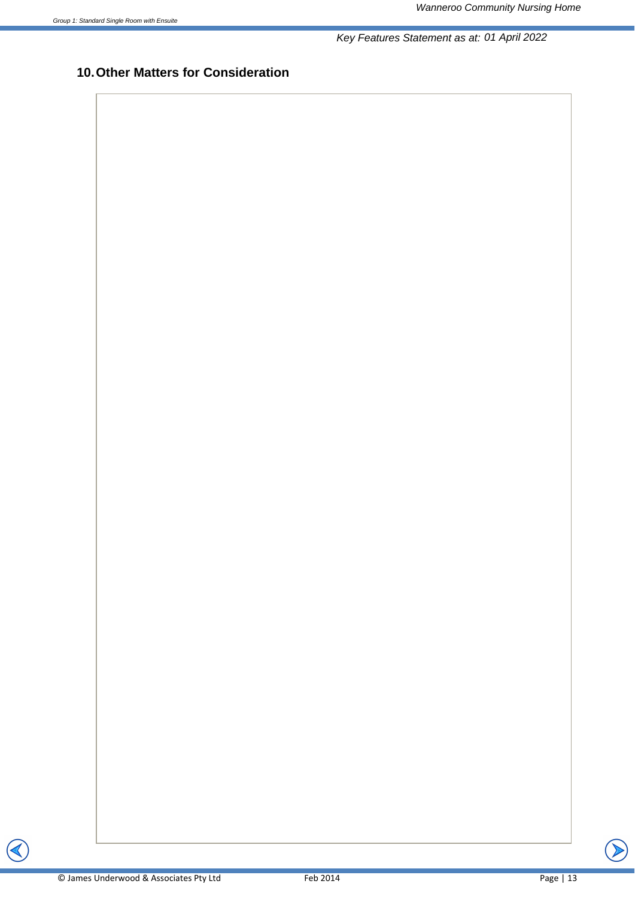## 10. Other Matters for Consideration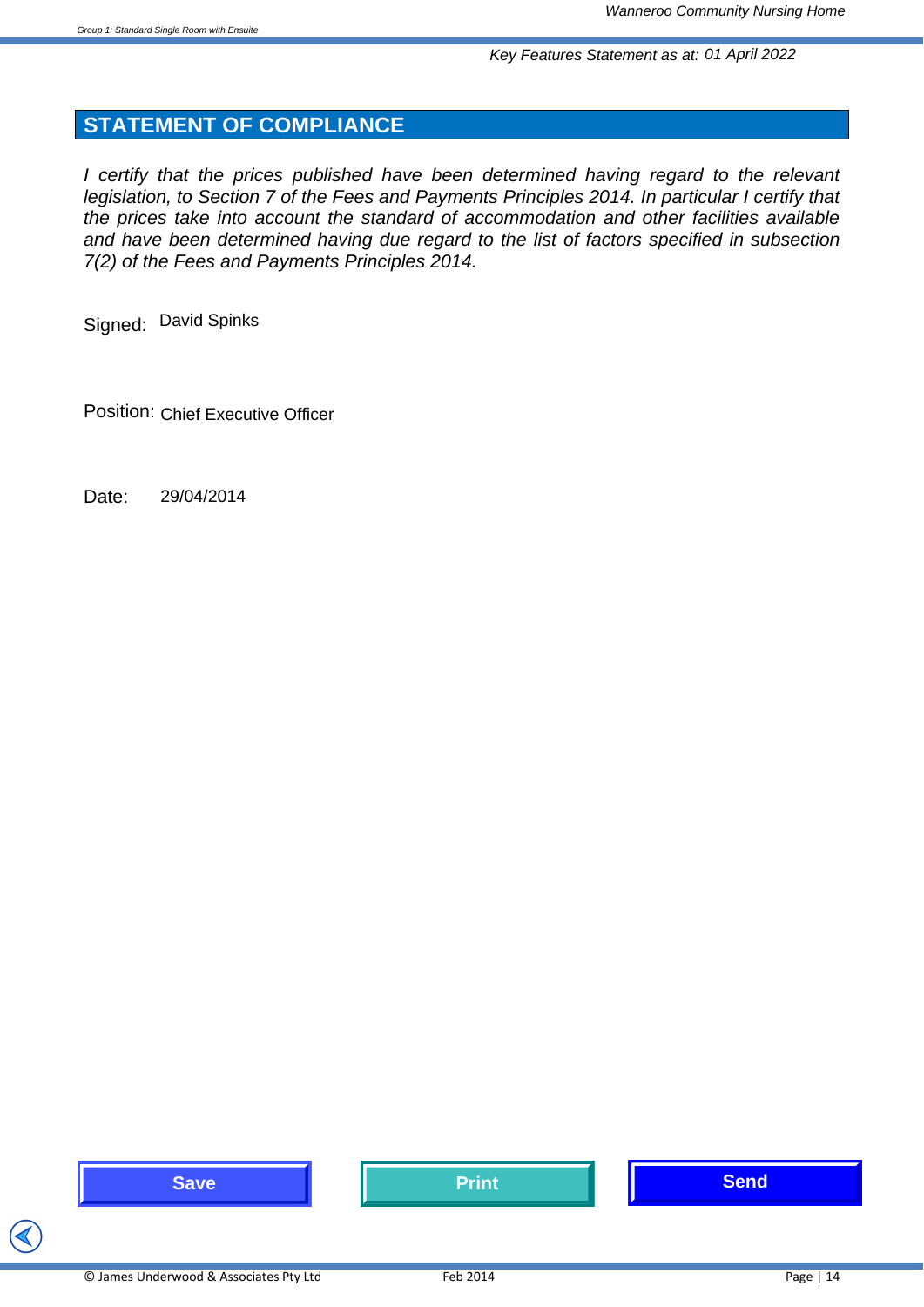Key Features Statement as at: 01 April 2022

## STATEMENT OF COMPLIANCE

*I certify that the prices published have been determined having regard to the relevant legislation, to Section 7 of the Fees and Payments Principles 2014. In particular I certify that the prices take into account the standard of accommodation and other facilities available and have been determined having due regard to the list of factors specified in subsection 7(2) of the Fees and Payments Principles 2014.*

Signed: David Spinks

Position: Chief Executive Officer

Date: 29/04/2014

Save Print Send